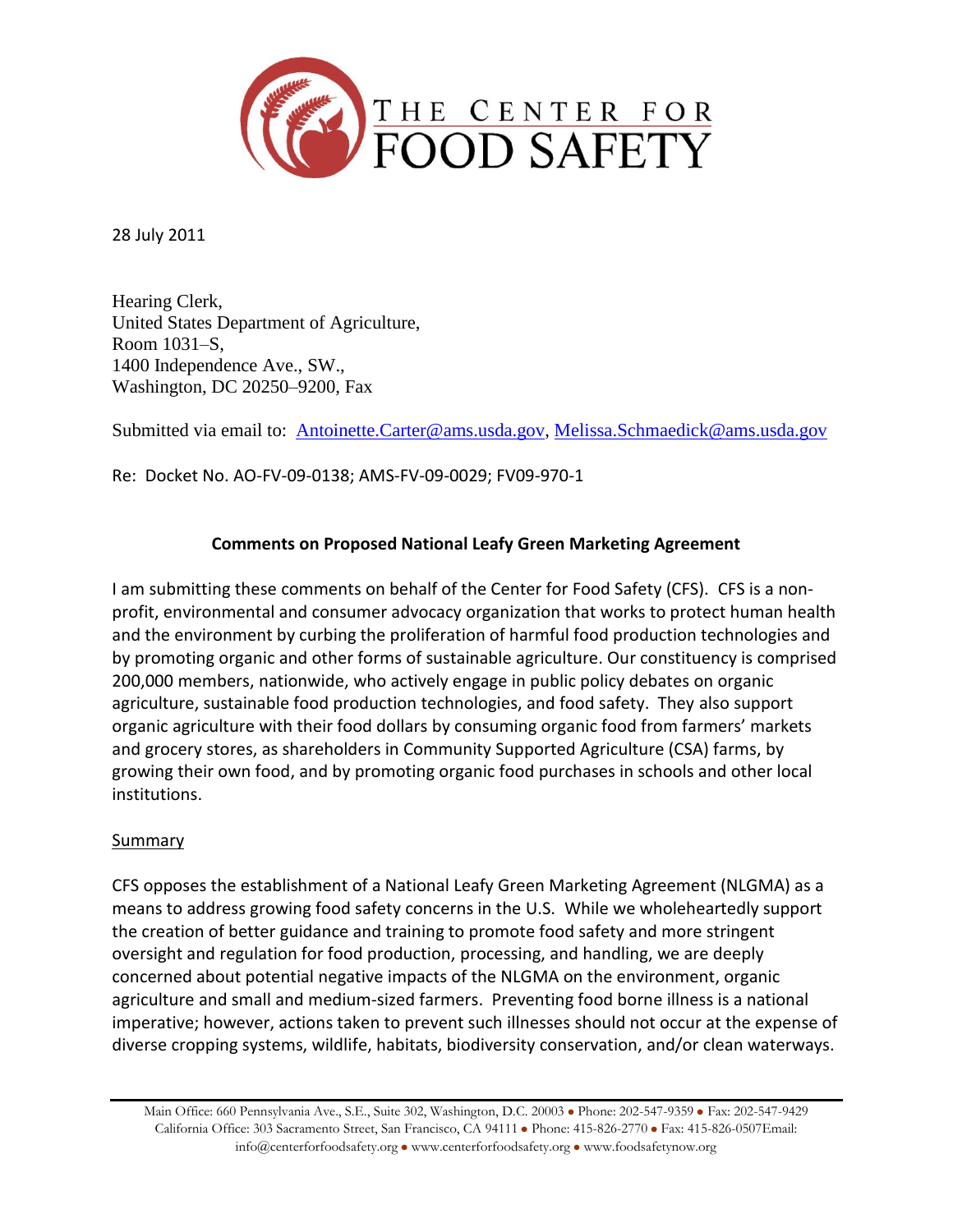THE CENTER FOR FOOD SAFETY

28 July 2011

Hearing Clerk,
United States Department of Agriculture,
Room 1031–S,
1400 Independence Ave., SW.,
Washington, DC 20250–9200, Fax

Submitted via email to: Antoinette.Carter@ams.usda.gov, Melissa.Schmaedick@ams.usda.gov

Re: Docket No. AO-FV-09-0138; AMS-FV-09-0029; FV09-970-1

**Comments on Proposed National Leafy Green Marketing Agreement**

I am submitting these comments on behalf of the Center for Food Safety (CFS). CFS is a non-profit, environmental and consumer advocacy organization that works to protect human health and the environment by curbing the proliferation of harmful food production technologies and by promoting organic and other forms of sustainable agriculture. Our constituency is comprised 200,000 members, nationwide, who actively engage in public policy debates on organic agriculture, sustainable food production technologies, and food safety. They also support organic agriculture with their food dollars by consuming organic food from farmers' markets and grocery stores, as shareholders in Community Supported Agriculture (CSA) farms, by growing their own food, and by promoting organic food purchases in schools and other local institutions.

Summary

CFS opposes the establishment of a National Leafy Green Marketing Agreement (NLGMA) as a means to address growing food safety concerns in the U.S. While we wholeheartedly support the creation of better guidance and training to promote food safety and more stringent oversight and regulation for food production, processing, and handling, we are deeply concerned about potential negative impacts of the NLGMA on the environment, organic agriculture and small and medium-sized farmers. Preventing food borne illness is a national imperative; however, actions taken to prevent such illnesses should not occur at the expense of diverse cropping systems, wildlife, habitats, biodiversity conservation, and/or clean waterways.

Main Office: 660 Pennsylvania Ave., S.E., Suite 302, Washington, D.C. 20003 ● Phone: 202-547-9359 ● Fax: 202-547-9429
California Office: 303 Sacramento Street, San Francisco, CA 94111 ● Phone: 415-826-2770 ● Fax: 415-826-0507Email: info@centerforfoodsafety.org ● www.centerforfoodsafety.org ● www.foodsafetynow.org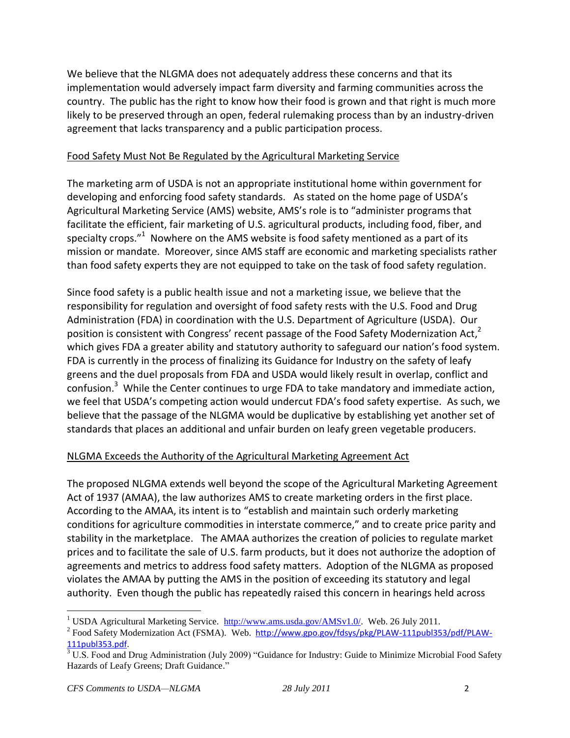We believe that the NLGMA does not adequately address these concerns and that its implementation would adversely impact farm diversity and farming communities across the country. The public has the right to know how their food is grown and that right is much more likely to be preserved through an open, federal rulemaking process than by an industry-driven agreement that lacks transparency and a public participation process.

<u>Food Safety Must Not Be Regulated by the Agricultural Marketing Service</u>

The marketing arm of USDA is not an appropriate institutional home within government for developing and enforcing food safety standards. As stated on the home page of USDA's Agricultural Marketing Service (AMS) website, AMS's role is to "administer programs that facilitate the efficient, fair marketing of U.S. agricultural products, including food, fiber, and specialty crops."[1] Nowhere on the AMS website is food safety mentioned as a part of its mission or mandate. Moreover, since AMS staff are economic and marketing specialists rather than food safety experts they are not equipped to take on the task of food safety regulation.

Since food safety is a public health issue and not a marketing issue, we believe that the responsibility for regulation and oversight of food safety rests with the U.S. Food and Drug Administration (FDA) in coordination with the U.S. Department of Agriculture (USDA). Our position is consistent with Congress' recent passage of the Food Safety Modernization Act,[2] which gives FDA a greater ability and statutory authority to safeguard our nation's food system. FDA is currently in the process of finalizing its Guidance for Industry on the safety of leafy greens and the duel proposals from FDA and USDA would likely result in overlap, conflict and confusion.[3] While the Center continues to urge FDA to take mandatory and immediate action, we feel that USDA's competing action would undercut FDA's food safety expertise. As such, we believe that the passage of the NLGMA would be duplicative by establishing yet another set of standards that places an additional and unfair burden on leafy green vegetable producers.

<u>NLGMA Exceeds the Authority of the Agricultural Marketing Agreement Act</u>

The proposed NLGMA extends well beyond the scope of the Agricultural Marketing Agreement Act of 1937 (AMAA), the law authorizes AMS to create marketing orders in the first place. According to the AMAA, its intent is to "establish and maintain such orderly marketing conditions for agriculture commodities in interstate commerce," and to create price parity and stability in the marketplace. The AMAA authorizes the creation of policies to regulate market prices and to facilitate the sale of U.S. farm products, but it does not authorize the adoption of agreements and metrics to address food safety matters. Adoption of the NLGMA as proposed violates the AMAA by putting the AMS in the position of exceeding its statutory and legal authority. Even though the public has repeatedly raised this concern in hearings held across

---

[1] USDA Agricultural Marketing Service. http://www.ams.usda.gov/AMSv1.0/. Web. 26 July 2011.

[2] Food Safety Modernization Act (FSMA). Web. http://www.gpo.gov/fdsys/pkg/PLAW-111publ353/pdf/PLAW-111publ353.pdf.

[3] U.S. Food and Drug Administration (July 2009) "Guidance for Industry: Guide to Minimize Microbial Food Safety Hazards of Leafy Greens; Draft Guidance."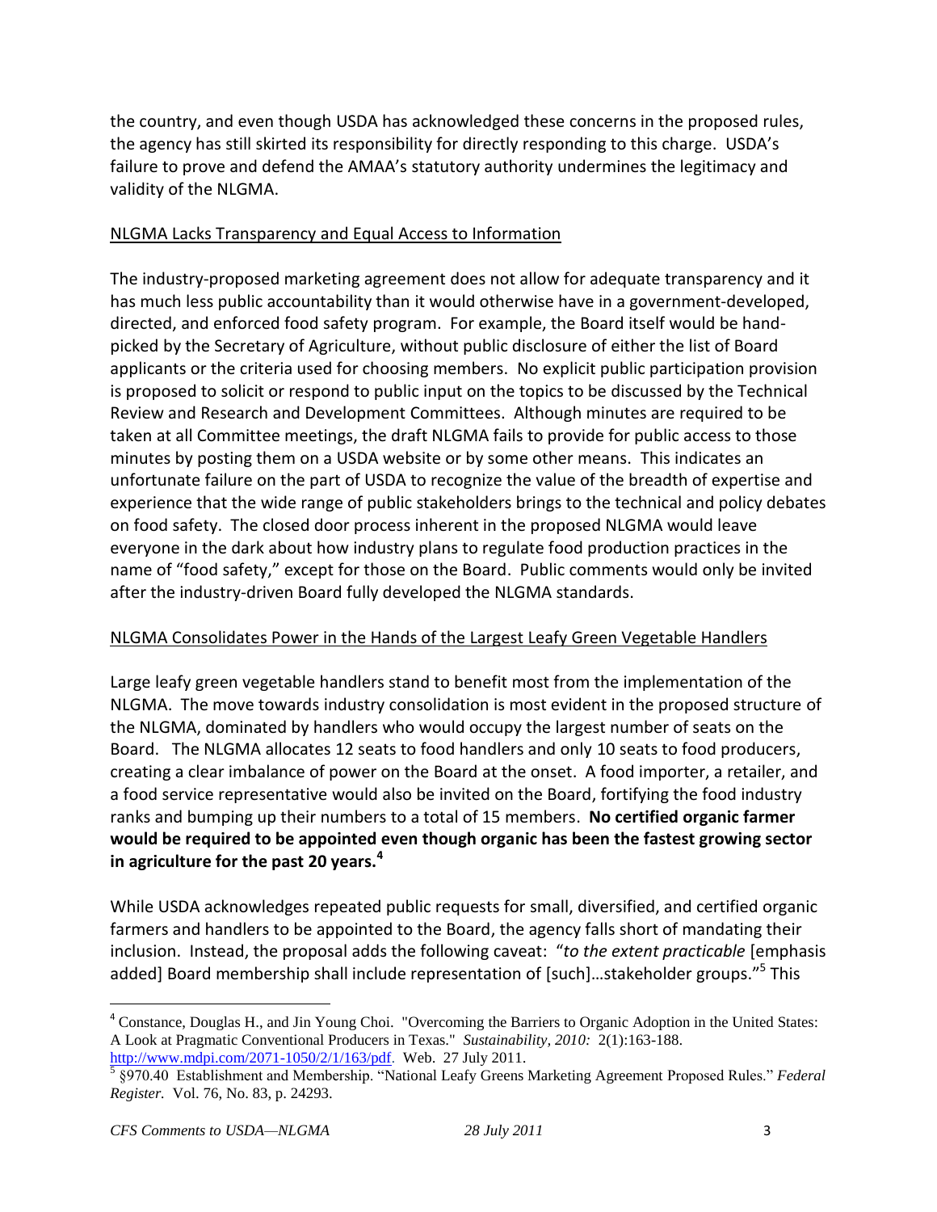the country, and even though USDA has acknowledged these concerns in the proposed rules, the agency has still skirted its responsibility for directly responding to this charge. USDA's failure to prove and defend the AMAA's statutory authority undermines the legitimacy and validity of the NLGMA.

## NLGMA Lacks Transparency and Equal Access to Information

The industry-proposed marketing agreement does not allow for adequate transparency and it has much less public accountability than it would otherwise have in a government-developed, directed, and enforced food safety program. For example, the Board itself would be hand-picked by the Secretary of Agriculture, without public disclosure of either the list of Board applicants or the criteria used for choosing members. No explicit public participation provision is proposed to solicit or respond to public input on the topics to be discussed by the Technical Review and Research and Development Committees. Although minutes are required to be taken at all Committee meetings, the draft NLGMA fails to provide for public access to those minutes by posting them on a USDA website or by some other means. This indicates an unfortunate failure on the part of USDA to recognize the value of the breadth of expertise and experience that the wide range of public stakeholders brings to the technical and policy debates on food safety. The closed door process inherent in the proposed NLGMA would leave everyone in the dark about how industry plans to regulate food production practices in the name of "food safety," except for those on the Board. Public comments would only be invited after the industry-driven Board fully developed the NLGMA standards.

## NLGMA Consolidates Power in the Hands of the Largest Leafy Green Vegetable Handlers

Large leafy green vegetable handlers stand to benefit most from the implementation of the NLGMA. The move towards industry consolidation is most evident in the proposed structure of the NLGMA, dominated by handlers who would occupy the largest number of seats on the Board. The NLGMA allocates 12 seats to food handlers and only 10 seats to food producers, creating a clear imbalance of power on the Board at the onset. A food importer, a retailer, and a food service representative would also be invited on the Board, fortifying the food industry ranks and bumping up their numbers to a total of 15 members. **No certified organic farmer would be required to be appointed even though organic has been the fastest growing sector in agriculture for the past 20 years.**[4]

While USDA acknowledges repeated public requests for small, diversified, and certified organic farmers and handlers to be appointed to the Board, the agency falls short of mandating their inclusion. Instead, the proposal adds the following caveat: "*to the extent practicable* [emphasis added] Board membership shall include representation of [such]…stakeholder groups."[5] This

---

[4] Constance, Douglas H., and Jin Young Choi. "Overcoming the Barriers to Organic Adoption in the United States: A Look at Pragmatic Conventional Producers in Texas." *Sustainability, 2010:* 2(1):163-188. http://www.mdpi.com/2071-1050/2/1/163/pdf. Web. 27 July 2011.

[5] §970.40 Establishment and Membership. "National Leafy Greens Marketing Agreement Proposed Rules." *Federal Register.* Vol. 76, No. 83, p. 24293.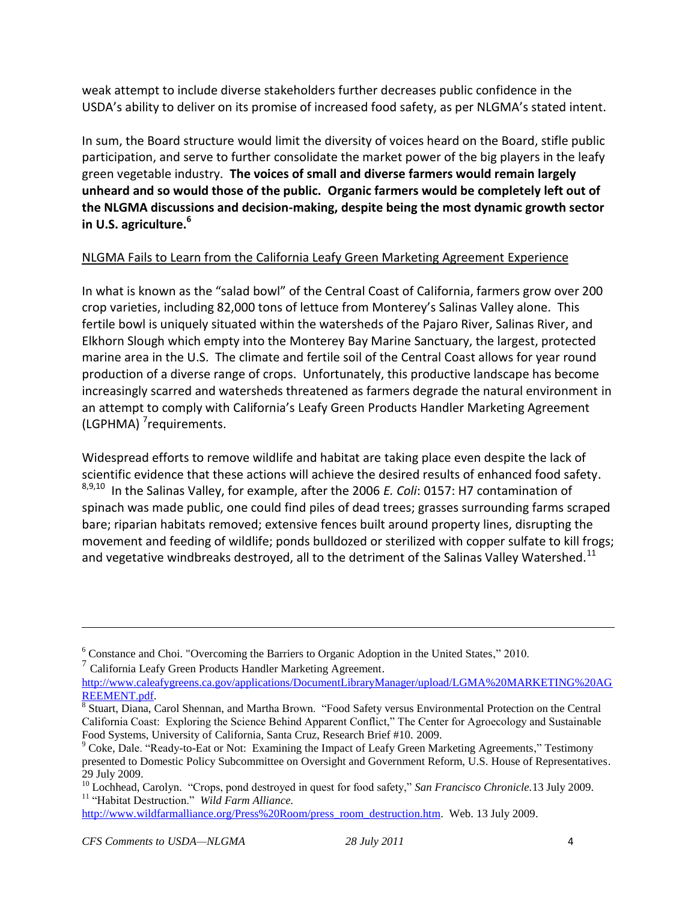weak attempt to include diverse stakeholders further decreases public confidence in the USDA's ability to deliver on its promise of increased food safety, as per NLGMA's stated intent.

In sum, the Board structure would limit the diversity of voices heard on the Board, stifle public participation, and serve to further consolidate the market power of the big players in the leafy green vegetable industry. **The voices of small and diverse farmers would remain largely unheard and so would those of the public. Organic farmers would be completely left out of the NLGMA discussions and decision-making, despite being the most dynamic growth sector in U.S. agriculture.[6]**

<u>NLGMA Fails to Learn from the California Leafy Green Marketing Agreement Experience</u>

In what is known as the "salad bowl" of the Central Coast of California, farmers grow over 200 crop varieties, including 82,000 tons of lettuce from Monterey's Salinas Valley alone. This fertile bowl is uniquely situated within the watersheds of the Pajaro River, Salinas River, and Elkhorn Slough which empty into the Monterey Bay Marine Sanctuary, the largest, protected marine area in the U.S. The climate and fertile soil of the Central Coast allows for year round production of a diverse range of crops. Unfortunately, this productive landscape has become increasingly scarred and watersheds threatened as farmers degrade the natural environment in an attempt to comply with California's Leafy Green Products Handler Marketing Agreement (LGPHMA) [7]requirements.

Widespread efforts to remove wildlife and habitat are taking place even despite the lack of scientific evidence that these actions will achieve the desired results of enhanced food safety. [8,9,10] In the Salinas Valley, for example, after the 2006 *E. Coli*: 0157: H7 contamination of spinach was made public, one could find piles of dead trees; grasses surrounding farms scraped bare; riparian habitats removed; extensive fences built around property lines, disrupting the movement and feeding of wildlife; ponds bulldozed or sterilized with copper sulfate to kill frogs; and vegetative windbreaks destroyed, all to the detriment of the Salinas Valley Watershed.[11]

---

[6] Constance and Choi. "Overcoming the Barriers to Organic Adoption in the United States," 2010.

[7] California Leafy Green Products Handler Marketing Agreement. http://www.caleafygreens.ca.gov/applications/DocumentLibraryManager/upload/LGMA%20MARKETING%20AGREEMENT.pdf.

[8] Stuart, Diana, Carol Shennan, and Martha Brown. "Food Safety versus Environmental Protection on the Central California Coast: Exploring the Science Behind Apparent Conflict," The Center for Agroecology and Sustainable Food Systems, University of California, Santa Cruz, Research Brief #10. 2009.

[9] Coke, Dale. "Ready-to-Eat or Not: Examining the Impact of Leafy Green Marketing Agreements," Testimony presented to Domestic Policy Subcommittee on Oversight and Government Reform, U.S. House of Representatives. 29 July 2009.

[10] Lochhead, Carolyn. "Crops, pond destroyed in quest for food safety," *San Francisco Chronicle.*13 July 2009.

[11] "Habitat Destruction." *Wild Farm Alliance.* http://www.wildfarmalliance.org/Press%20Room/press_room_destruction.htm. Web. 13 July 2009.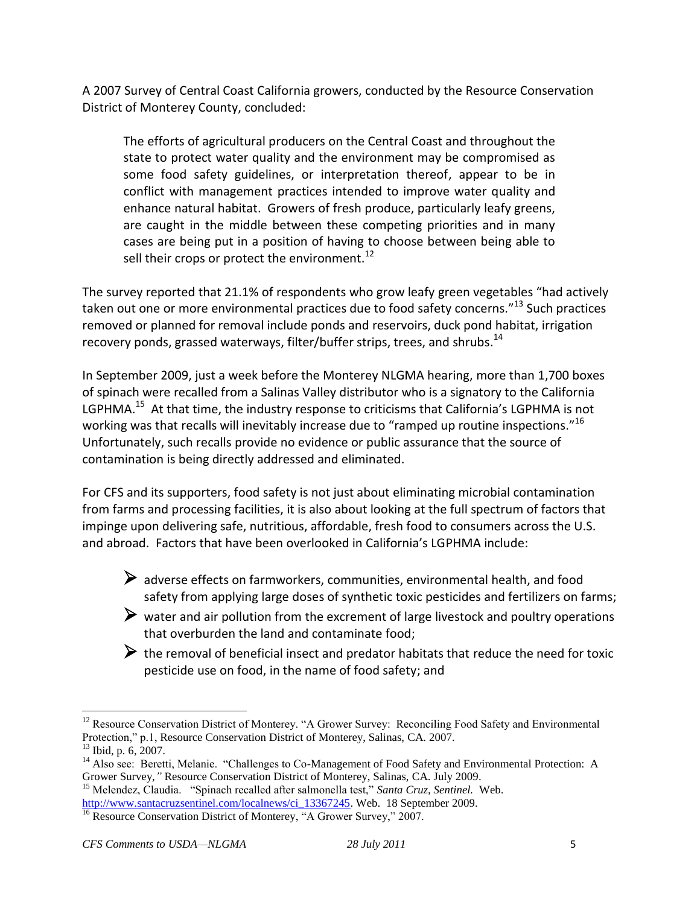A 2007 Survey of Central Coast California growers, conducted by the Resource Conservation District of Monterey County, concluded:

> The efforts of agricultural producers on the Central Coast and throughout the state to protect water quality and the environment may be compromised as some food safety guidelines, or interpretation thereof, appear to be in conflict with management practices intended to improve water quality and enhance natural habitat. Growers of fresh produce, particularly leafy greens, are caught in the middle between these competing priorities and in many cases are being put in a position of having to choose between being able to sell their crops or protect the environment.[12]

The survey reported that 21.1% of respondents who grow leafy green vegetables "had actively taken out one or more environmental practices due to food safety concerns."[13] Such practices removed or planned for removal include ponds and reservoirs, duck pond habitat, irrigation recovery ponds, grassed waterways, filter/buffer strips, trees, and shrubs.[14]

In September 2009, just a week before the Monterey NLGMA hearing, more than 1,700 boxes of spinach were recalled from a Salinas Valley distributor who is a signatory to the California LGPHMA.[15] At that time, the industry response to criticisms that California's LGPHMA is not working was that recalls will inevitably increase due to "ramped up routine inspections."[16] Unfortunately, such recalls provide no evidence or public assurance that the source of contamination is being directly addressed and eliminated.

For CFS and its supporters, food safety is not just about eliminating microbial contamination from farms and processing facilities, it is also about looking at the full spectrum of factors that impinge upon delivering safe, nutritious, affordable, fresh food to consumers across the U.S. and abroad. Factors that have been overlooked in California's LGPHMA include:

- adverse effects on farmworkers, communities, environmental health, and food safety from applying large doses of synthetic toxic pesticides and fertilizers on farms;
- water and air pollution from the excrement of large livestock and poultry operations that overburden the land and contaminate food;
- the removal of beneficial insect and predator habitats that reduce the need for toxic pesticide use on food, in the name of food safety; and

---

[12] Resource Conservation District of Monterey. "A Grower Survey: Reconciling Food Safety and Environmental Protection," p.1, Resource Conservation District of Monterey, Salinas, CA. 2007.

[13] Ibid, p. 6, 2007.

[14] Also see: Beretti, Melanie. "Challenges to Co-Management of Food Safety and Environmental Protection: A Grower Survey," Resource Conservation District of Monterey, Salinas, CA. July 2009.

[15] Melendez, Claudia. "Spinach recalled after salmonella test," *Santa Cruz, Sentinel.* Web. http://www.santacruzsentinel.com/localnews/ci_13367245. Web. 18 September 2009.

[16] Resource Conservation District of Monterey, "A Grower Survey," 2007.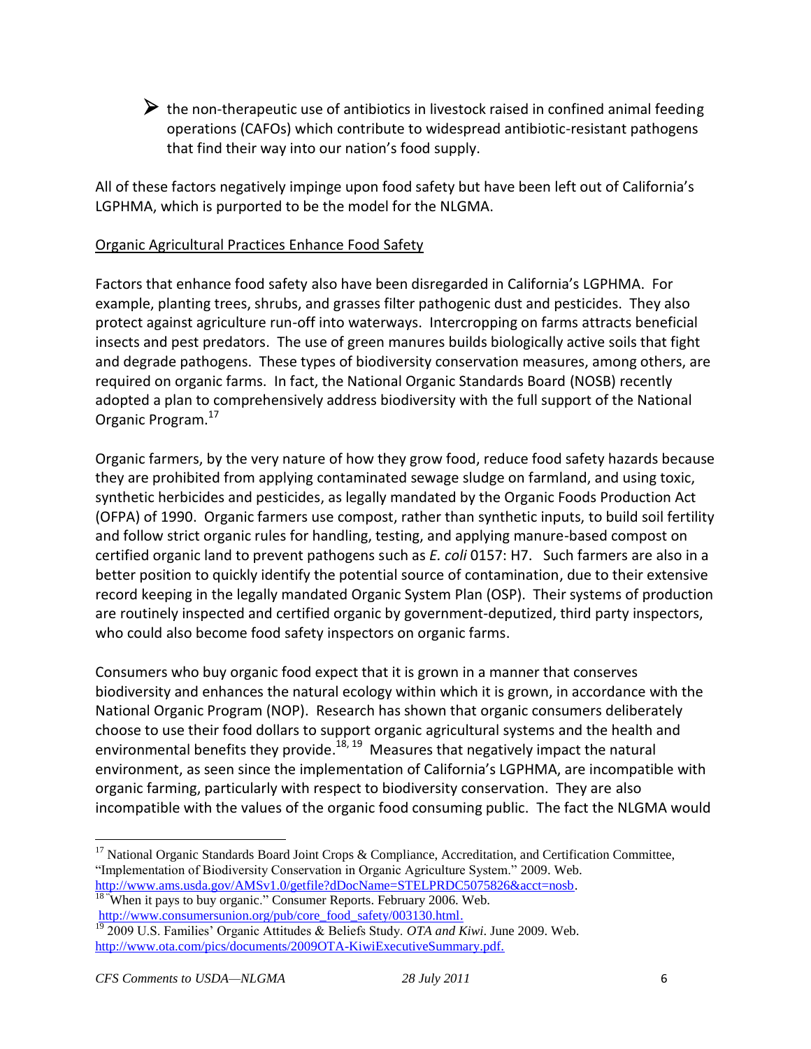- ➢ the non-therapeutic use of antibiotics in livestock raised in confined animal feeding operations (CAFOs) which contribute to widespread antibiotic-resistant pathogens that find their way into our nation's food supply.

All of these factors negatively impinge upon food safety but have been left out of California's LGPHMA, which is purported to be the model for the NLGMA.

<u>Organic Agricultural Practices Enhance Food Safety</u>

Factors that enhance food safety also have been disregarded in California's LGPHMA. For example, planting trees, shrubs, and grasses filter pathogenic dust and pesticides. They also protect against agriculture run-off into waterways. Intercropping on farms attracts beneficial insects and pest predators. The use of green manures builds biologically active soils that fight and degrade pathogens. These types of biodiversity conservation measures, among others, are required on organic farms. In fact, the National Organic Standards Board (NOSB) recently adopted a plan to comprehensively address biodiversity with the full support of the National Organic Program.[17]

Organic farmers, by the very nature of how they grow food, reduce food safety hazards because they are prohibited from applying contaminated sewage sludge on farmland, and using toxic, synthetic herbicides and pesticides, as legally mandated by the Organic Foods Production Act (OFPA) of 1990. Organic farmers use compost, rather than synthetic inputs, to build soil fertility and follow strict organic rules for handling, testing, and applying manure-based compost on certified organic land to prevent pathogens such as *E. coli* 0157: H7. Such farmers are also in a better position to quickly identify the potential source of contamination, due to their extensive record keeping in the legally mandated Organic System Plan (OSP). Their systems of production are routinely inspected and certified organic by government-deputized, third party inspectors, who could also become food safety inspectors on organic farms.

Consumers who buy organic food expect that it is grown in a manner that conserves biodiversity and enhances the natural ecology within which it is grown, in accordance with the National Organic Program (NOP). Research has shown that organic consumers deliberately choose to use their food dollars to support organic agricultural systems and the health and environmental benefits they provide.[18, 19] Measures that negatively impact the natural environment, as seen since the implementation of California's LGPHMA, are incompatible with organic farming, particularly with respect to biodiversity conservation. They are also incompatible with the values of the organic food consuming public. The fact the NLGMA would

---

[17] National Organic Standards Board Joint Crops & Compliance, Accreditation, and Certification Committee, "Implementation of Biodiversity Conservation in Organic Agriculture System." 2009. Web. http://www.ams.usda.gov/AMSv1.0/getfile?dDocName=STELPRDC5075826&acct=nosb.

[18] "When it pays to buy organic." Consumer Reports. February 2006. Web. http://www.consumersunion.org/pub/core_food_safety/003130.html.

[19] 2009 U.S. Families' Organic Attitudes & Beliefs Study. *OTA and Kiwi*. June 2009. Web. http://www.ota.com/pics/documents/2009OTA-KiwiExecutiveSummary.pdf.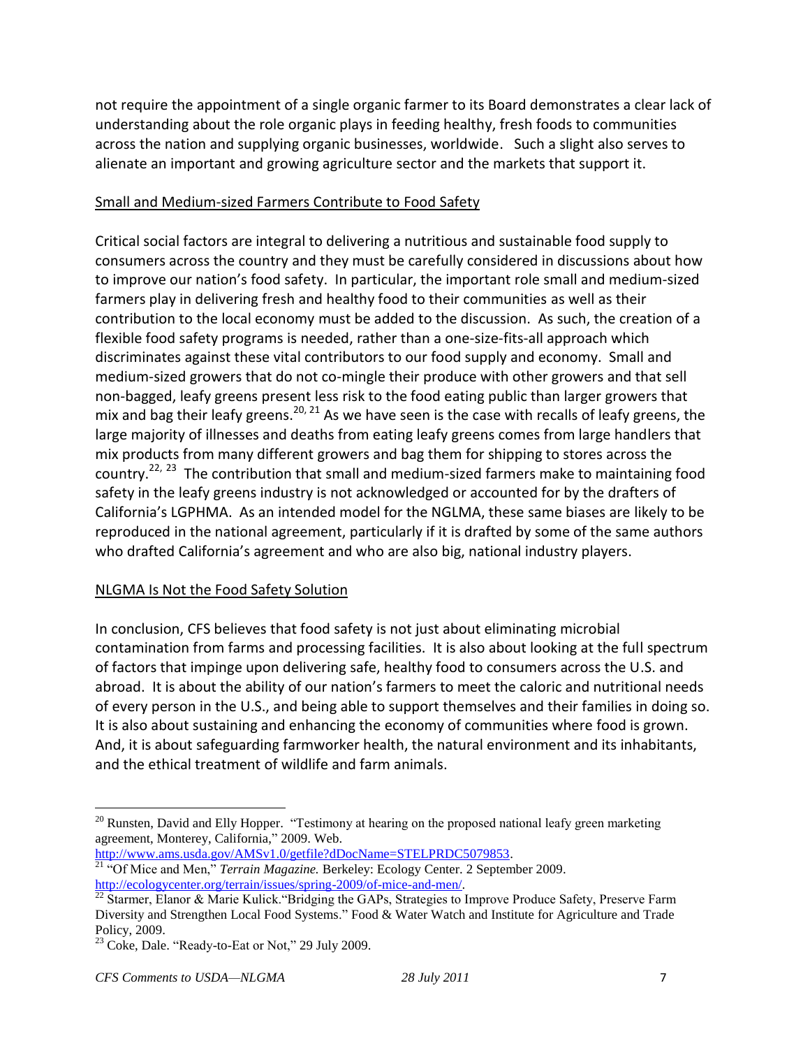not require the appointment of a single organic farmer to its Board demonstrates a clear lack of understanding about the role organic plays in feeding healthy, fresh foods to communities across the nation and supplying organic businesses, worldwide.  Such a slight also serves to alienate an important and growing agriculture sector and the markets that support it.

## Small and Medium-sized Farmers Contribute to Food Safety

Critical social factors are integral to delivering a nutritious and sustainable food supply to consumers across the country and they must be carefully considered in discussions about how to improve our nation's food safety.  In particular, the important role small and medium-sized farmers play in delivering fresh and healthy food to their communities as well as their contribution to the local economy must be added to the discussion.  As such, the creation of a flexible food safety programs is needed, rather than a one-size-fits-all approach which discriminates against these vital contributors to our food supply and economy.  Small and medium-sized growers that do not co-mingle their produce with other growers and that sell non-bagged, leafy greens present less risk to the food eating public than larger growers that mix and bag their leafy greens.[20, 21] As we have seen is the case with recalls of leafy greens, the large majority of illnesses and deaths from eating leafy greens comes from large handlers that mix products from many different growers and bag them for shipping to stores across the country.[22, 23]  The contribution that small and medium-sized farmers make to maintaining food safety in the leafy greens industry is not acknowledged or accounted for by the drafters of California's LGPHMA.  As an intended model for the NGLMA, these same biases are likely to be reproduced in the national agreement, particularly if it is drafted by some of the same authors who drafted California's agreement and who are also big, national industry players.

## NLGMA Is Not the Food Safety Solution

In conclusion, CFS believes that food safety is not just about eliminating microbial contamination from farms and processing facilities.  It is also about looking at the full spectrum of factors that impinge upon delivering safe, healthy food to consumers across the U.S. and abroad.  It is about the ability of our nation's farmers to meet the caloric and nutritional needs of every person in the U.S., and being able to support themselves and their families in doing so.  It is also about sustaining and enhancing the economy of communities where food is grown.  And, it is about safeguarding farmworker health, the natural environment and its inhabitants, and the ethical treatment of wildlife and farm animals.

---

[20] Runsten, David and Elly Hopper.  "Testimony at hearing on the proposed national leafy green marketing agreement, Monterey, California," 2009. Web. http://www.ams.usda.gov/AMSv1.0/getfile?dDocName=STELPRDC5079853.

[21] "Of Mice and Men," *Terrain Magazine.* Berkeley: Ecology Center. 2 September 2009. http://ecologycenter.org/terrain/issues/spring-2009/of-mice-and-men/.

[22] Starmer, Elanor & Marie Kulick."Bridging the GAPs, Strategies to Improve Produce Safety, Preserve Farm Diversity and Strengthen Local Food Systems." Food & Water Watch and Institute for Agriculture and Trade Policy, 2009.

[23] Coke, Dale. "Ready-to-Eat or Not," 29 July 2009.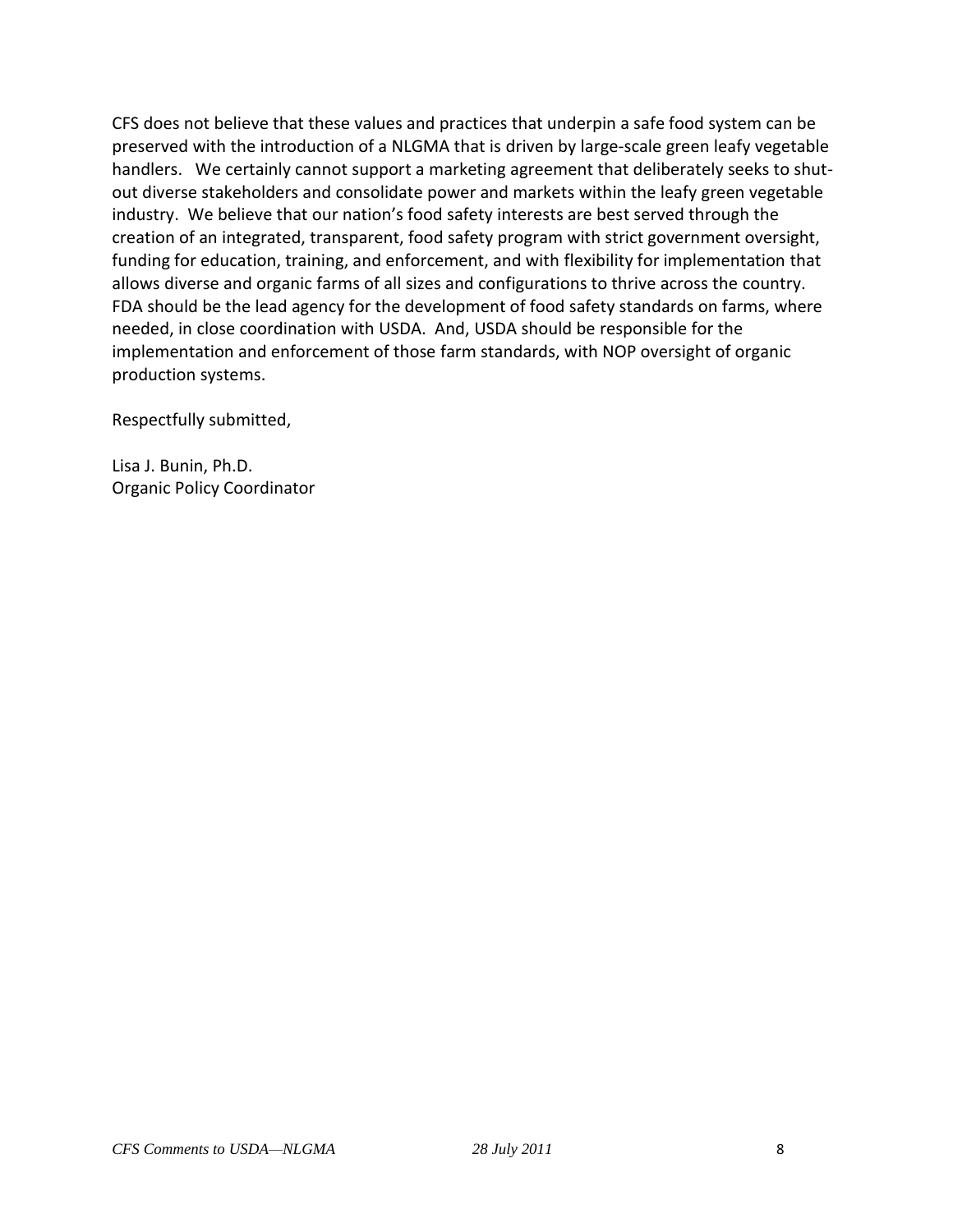CFS does not believe that these values and practices that underpin a safe food system can be preserved with the introduction of a NLGMA that is driven by large-scale green leafy vegetable handlers. We certainly cannot support a marketing agreement that deliberately seeks to shut-out diverse stakeholders and consolidate power and markets within the leafy green vegetable industry. We believe that our nation's food safety interests are best served through the creation of an integrated, transparent, food safety program with strict government oversight, funding for education, training, and enforcement, and with flexibility for implementation that allows diverse and organic farms of all sizes and configurations to thrive across the country. FDA should be the lead agency for the development of food safety standards on farms, where needed, in close coordination with USDA. And, USDA should be responsible for the implementation and enforcement of those farm standards, with NOP oversight of organic production systems.

Respectfully submitted,

Lisa J. Bunin, Ph.D.
Organic Policy Coordinator